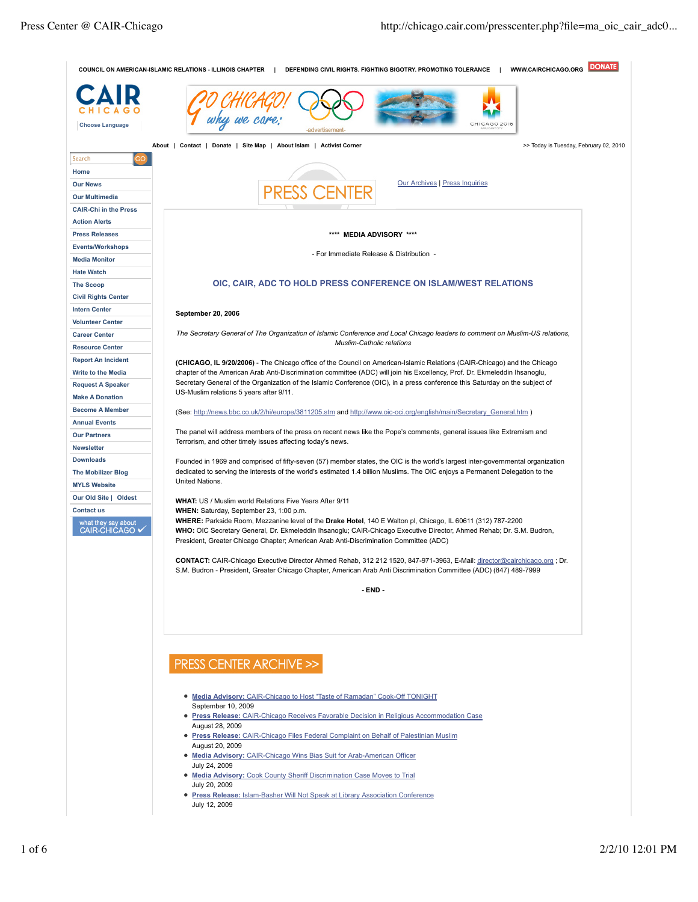COUNCIL ON AMERICAN-ISLAMIC RELATIONS - ILLINOIS CHAPTER | DEFENDING CIVIL RIGHTS. FIGHTING BIGOTRY. PROMOTING TOLERANCE | WWW.CAIRCHICAGO.ORG DONATE

CAIR CHICAGO

Choose Language

About | Contact | Donate | Site Map | About Islam | Activist Corner

>> Today is Tuesday, February 02, 2010

Search GO

- Home
- Our News
- Our Multimedia
- CAIR-Chi in the Press
- Action Alerts
- Press Releases
- Events/Workshops
- Media Monitor
- Hate Watch
- The Scoop
- Civil Rights Center
- Intern Center
- Volunteer Center
- Career Center
- Resource Center
- Report An Incident
- Write to the Media
- Request A Speaker
- Make A Donation
- Become A Member
- Annual Events
- Our Partners
- Newsletter
- Downloads
- The Mobilizer Blog
- MYLS Website
- Our Old Site | Oldest
- Contact us

what they say about CAIR-CHICAGO

# PRESS CENTER

Our Archives | Press Inquiries

**** **MEDIA ADVISORY** ****

- For Immediate Release & Distribution -

## OIC, CAIR, ADC TO HOLD PRESS CONFERENCE ON ISLAM/WEST RELATIONS

**September 20, 2006**

*The Secretary General of The Organization of Islamic Conference and Local Chicago leaders to comment on Muslim-US relations, Muslim-Catholic relations*

**(CHICAGO, IL 9/20/2006)** - The Chicago office of the Council on American-Islamic Relations (CAIR-Chicago) and the Chicago chapter of the American Arab Anti-Discrimination committee (ADC) will join his Excellency, Prof. Dr. Ekmeleddin Ihsanoglu, Secretary General of the Organization of the Islamic Conference (OIC), in a press conference this Saturday on the subject of US-Muslim relations 5 years after 9/11.

(See: http://news.bbc.co.uk/2/hi/europe/3811205.stm and http://www.oic-oci.org/english/main/Secretary_General.htm )

The panel will address members of the press on recent news like the Pope's comments, general issues like Extremism and Terrorism, and other timely issues affecting today's news.

Founded in 1969 and comprised of fifty-seven (57) member states, the OIC is the world's largest inter-governmental organization dedicated to serving the interests of the world's estimated 1.4 billion Muslims. The OIC enjoys a Permanent Delegation to the United Nations.

**WHAT:** US / Muslim world Relations Five Years After 9/11
**WHEN:** Saturday, September 23, 1:00 p.m.
**WHERE:** Parkside Room, Mezzanine level of the **Drake Hotel**, 140 E Walton pl, Chicago, IL 60611 (312) 787-2200
**WHO:** OIC Secretary General, Dr. Ekmeleddin Ihsanoglu; CAIR-Chicago Executive Director, Ahmed Rehab; Dr. S.M. Budron, President, Greater Chicago Chapter; American Arab Anti-Discrimination Committee (ADC)

**CONTACT:** CAIR-Chicago Executive Director Ahmed Rehab, 312 212 1520, 847-971-3963, E-Mail: director@cairchicago.org ; Dr. S.M. Budron - President, Greater Chicago Chapter, American Arab Anti Discrimination Committee (ADC) (847) 489-7999

**- END -**

## PRESS CENTER ARCHIVE >>

- **Media Advisory:** CAIR-Chicago to Host "Taste of Ramadan" Cook-Off TONIGHT
  September 10, 2009
- **Press Release:** CAIR-Chicago Receives Favorable Decision in Religious Accommodation Case
  August 28, 2009
- **Press Release:** CAIR-Chicago Files Federal Complaint on Behalf of Palestinian Muslim
  August 20, 2009
- **Media Advisory:** CAIR-Chicago Wins Bias Suit for Arab-American Officer
  July 24, 2009
- **Media Advisory:** Cook County Sheriff Discrimination Case Moves to Trial
  July 20, 2009
- **Press Release:** Islam-Basher Will Not Speak at Library Association Conference
  July 12, 2009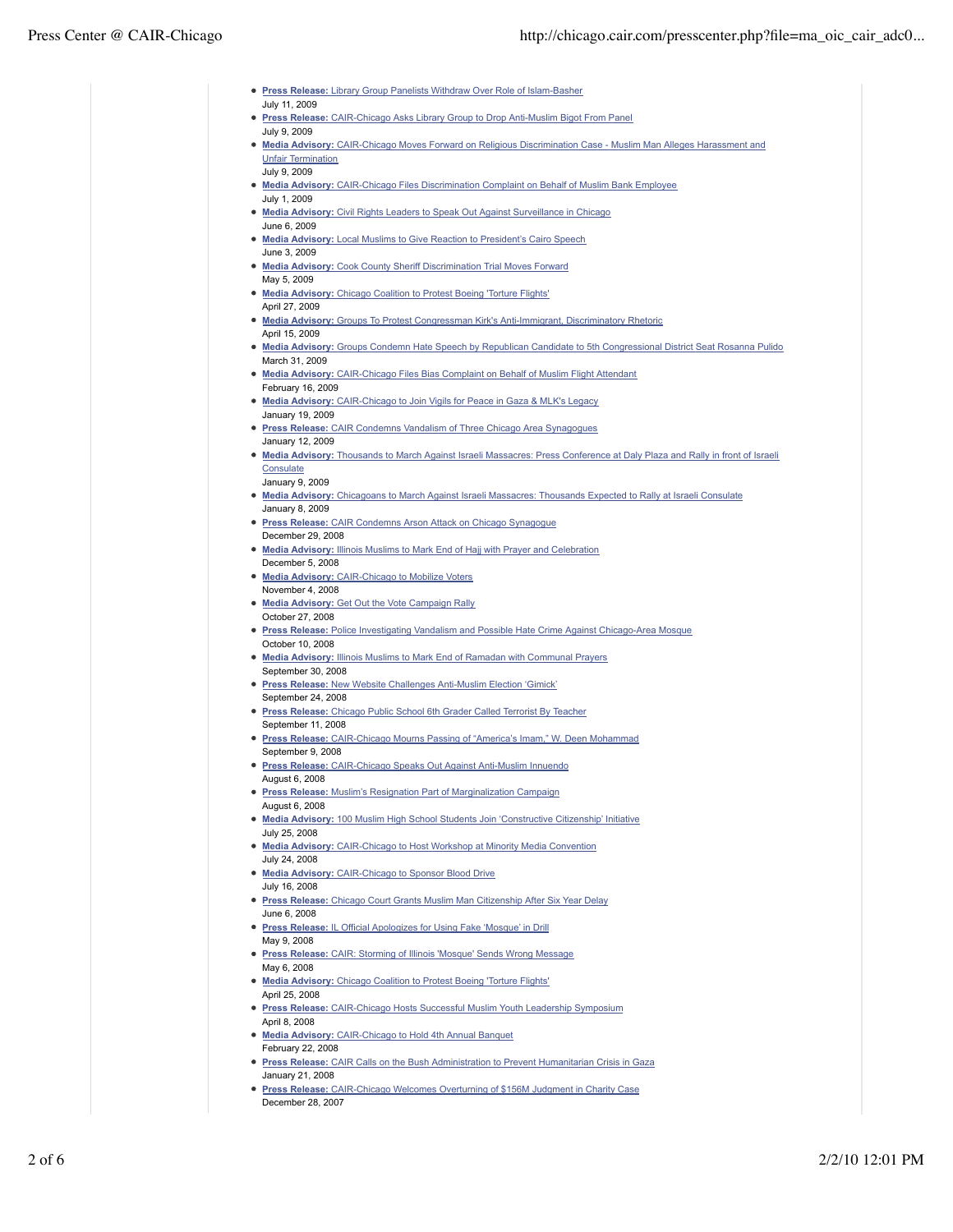- **Press Release:** Library Group Panelists Withdraw Over Role of Islam-Basher
  July 11, 2009
- **Press Release:** CAIR-Chicago Asks Library Group to Drop Anti-Muslim Bigot From Panel
  July 9, 2009
- **Media Advisory:** CAIR-Chicago Moves Forward on Religious Discrimination Case - Muslim Man Alleges Harassment and Unfair Termination
  July 9, 2009
- **Media Advisory:** CAIR-Chicago Files Discrimination Complaint on Behalf of Muslim Bank Employee
  July 1, 2009
- **Media Advisory:** Civil Rights Leaders to Speak Out Against Surveillance in Chicago
  June 6, 2009
- **Media Advisory:** Local Muslims to Give Reaction to President's Cairo Speech
  June 3, 2009
- **Media Advisory:** Cook County Sheriff Discrimination Trial Moves Forward
  May 5, 2009
- **Media Advisory:** Chicago Coalition to Protest Boeing 'Torture Flights'
  April 27, 2009
- **Media Advisory:** Groups To Protest Congressman Kirk's Anti-Immigrant, Discriminatory Rhetoric
  April 15, 2009
- **Media Advisory:** Groups Condemn Hate Speech by Republican Candidate to 5th Congressional District Seat Rosanna Pulido
  March 31, 2009
- **Media Advisory:** CAIR-Chicago Files Bias Complaint on Behalf of Muslim Flight Attendant
  February 16, 2009
- **Media Advisory:** CAIR-Chicago to Join Vigils for Peace in Gaza & MLK's Legacy
  January 19, 2009
- **Press Release:** CAIR Condemns Vandalism of Three Chicago Area Synagogues
  January 12, 2009
- **Media Advisory:** Thousands to March Against Israeli Massacres: Press Conference at Daly Plaza and Rally in front of Israeli Consulate
  January 9, 2009
- **Media Advisory:** Chicagoans to March Against Israeli Massacres: Thousands Expected to Rally at Israeli Consulate
  January 8, 2009
- **Press Release:** CAIR Condemns Arson Attack on Chicago Synagogue
  December 29, 2008
- **Media Advisory:** Illinois Muslims to Mark End of Hajj with Prayer and Celebration
  December 5, 2008
- **Media Advisory:** CAIR-Chicago to Mobilize Voters
  November 4, 2008
- **Media Advisory:** Get Out the Vote Campaign Rally
  October 27, 2008
- **Press Release:** Police Investigating Vandalism and Possible Hate Crime Against Chicago-Area Mosque
  October 10, 2008
- **Media Advisory:** Illinois Muslims to Mark End of Ramadan with Communal Prayers
  September 30, 2008
- **Press Release:** New Website Challenges Anti-Muslim Election 'Gimick'
  September 24, 2008
- **Press Release:** Chicago Public School 6th Grader Called Terrorist By Teacher
  September 11, 2008
- **Press Release:** CAIR-Chicago Mourns Passing of "America's Imam," W. Deen Mohammad
  September 9, 2008
- **Press Release:** CAIR-Chicago Speaks Out Against Anti-Muslim Innuendo
  August 6, 2008
- **Press Release:** Muslim's Resignation Part of Marginalization Campaign
  August 6, 2008
- **Media Advisory:** 100 Muslim High School Students Join 'Constructive Citizenship' Initiative
  July 25, 2008
- **Media Advisory:** CAIR-Chicago to Host Workshop at Minority Media Convention
  July 24, 2008
- **Media Advisory:** CAIR-Chicago to Sponsor Blood Drive
  July 16, 2008
- **Press Release:** Chicago Court Grants Muslim Man Citizenship After Six Year Delay
  June 6, 2008
- **Press Release:** IL Official Apologizes for Using Fake 'Mosque' in Drill
  May 9, 2008
- **Press Release:** CAIR: Storming of Illinois 'Mosque' Sends Wrong Message
  May 6, 2008
- **Media Advisory:** Chicago Coalition to Protest Boeing 'Torture Flights'
  April 25, 2008
- **Press Release:** CAIR-Chicago Hosts Successful Muslim Youth Leadership Symposium
  April 8, 2008
- **Media Advisory:** CAIR-Chicago to Hold 4th Annual Banquet
  February 22, 2008
- **Press Release:** CAIR Calls on the Bush Administration to Prevent Humanitarian Crisis in Gaza
  January 21, 2008
- **Press Release:** CAIR-Chicago Welcomes Overturning of $156M Judgment in Charity Case
  December 28, 2007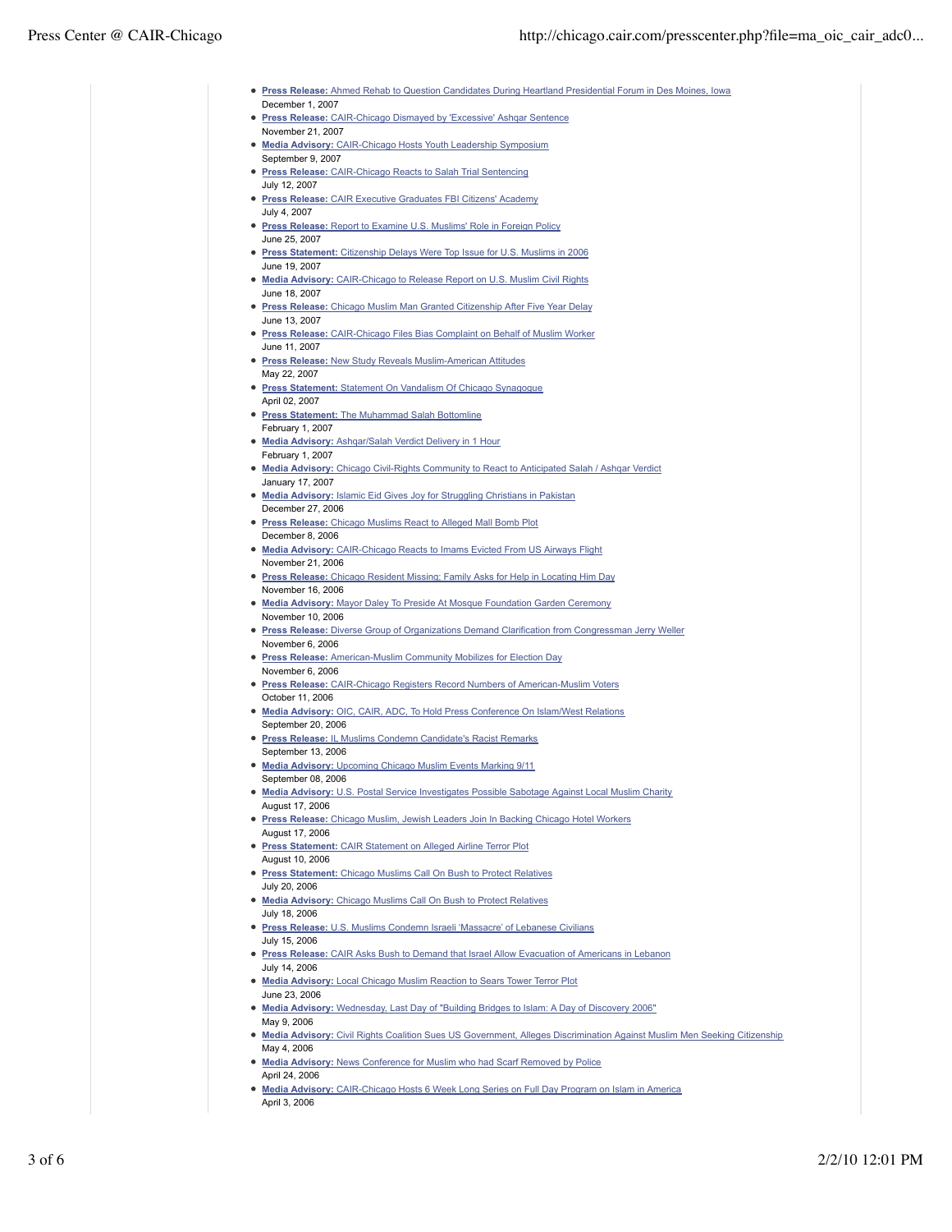- **Press Release:** Ahmed Rehab to Question Candidates During Heartland Presidential Forum in Des Moines, Iowa
  December 1, 2007
- **Press Release:** CAIR-Chicago Dismayed by 'Excessive' Ashqar Sentence
  November 21, 2007
- **Media Advisory:** CAIR-Chicago Hosts Youth Leadership Symposium
  September 9, 2007
- **Press Release:** CAIR-Chicago Reacts to Salah Trial Sentencing
  July 12, 2007
- **Press Release:** CAIR Executive Graduates FBI Citizens' Academy
  July 4, 2007
- **Press Release:** Report to Examine U.S. Muslims' Role in Foreign Policy
  June 25, 2007
- **Press Statement:** Citizenship Delays Were Top Issue for U.S. Muslims in 2006
  June 19, 2007
- **Media Advisory:** CAIR-Chicago to Release Report on U.S. Muslim Civil Rights
  June 18, 2007
- **Press Release:** Chicago Muslim Man Granted Citizenship After Five Year Delay
  June 13, 2007
- **Press Release:** CAIR-Chicago Files Bias Complaint on Behalf of Muslim Worker
  June 11, 2007
- **Press Release:** New Study Reveals Muslim-American Attitudes
  May 22, 2007
- **Press Statement:** Statement On Vandalism Of Chicago Synagogue
  April 02, 2007
- **Press Statement:** The Muhammad Salah Bottomline
  February 1, 2007
- **Media Advisory:** Ashqar/Salah Verdict Delivery in 1 Hour
  February 1, 2007
- **Media Advisory:** Chicago Civil-Rights Community to React to Anticipated Salah / Ashqar Verdict
  January 17, 2007
- **Media Advisory:** Islamic Eid Gives Joy for Struggling Christians in Pakistan
  December 27, 2006
- **Press Release:** Chicago Muslims React to Alleged Mall Bomb Plot
  December 8, 2006
- **Media Advisory:** CAIR-Chicago Reacts to Imams Evicted From US Airways Flight
  November 21, 2006
- **Press Release:** Chicago Resident Missing; Family Asks for Help in Locating Him Day
  November 16, 2006
- **Media Advisory:** Mayor Daley To Preside At Mosque Foundation Garden Ceremony
  November 10, 2006
- **Press Release:** Diverse Group of Organizations Demand Clarification from Congressman Jerry Weller
  November 6, 2006
- **Press Release:** American-Muslim Community Mobilizes for Election Day
  November 6, 2006
- **Press Release:** CAIR-Chicago Registers Record Numbers of American-Muslim Voters
  October 11, 2006
- **Media Advisory:** OIC, CAIR, ADC, To Hold Press Conference On Islam/West Relations
  September 20, 2006
- **Press Release:** IL Muslims Condemn Candidate's Racist Remarks
  September 13, 2006
- **Media Advisory:** Upcoming Chicago Muslim Events Marking 9/11
  September 08, 2006
- **Media Advisory:** U.S. Postal Service Investigates Possible Sabotage Against Local Muslim Charity
  August 17, 2006
- **Press Release:** Chicago Muslim, Jewish Leaders Join In Backing Chicago Hotel Workers
  August 17, 2006
- **Press Statement:** CAIR Statement on Alleged Airline Terror Plot
  August 10, 2006
- **Press Statement:** Chicago Muslims Call On Bush to Protect Relatives
  July 20, 2006
- **Media Advisory:** Chicago Muslims Call On Bush to Protect Relatives
  July 18, 2006
- **Press Release:** U.S. Muslims Condemn Israeli 'Massacre' of Lebanese Civilians
  July 15, 2006
- **Press Release:** CAIR Asks Bush to Demand that Israel Allow Evacuation of Americans in Lebanon
  July 14, 2006
- **Media Advisory:** Local Chicago Muslim Reaction to Sears Tower Terror Plot
  June 23, 2006
- **Media Advisory:** Wednesday, Last Day of "Building Bridges to Islam: A Day of Discovery 2006"
  May 9, 2006
- **Media Advisory:** Civil Rights Coalition Sues US Government, Alleges Discrimination Against Muslim Men Seeking Citizenship
  May 4, 2006
- **Media Advisory:** News Conference for Muslim who had Scarf Removed by Police
  April 24, 2006
- **Media Advisory:** CAIR-Chicago Hosts 6 Week Long Series on Full Day Program on Islam in America
  April 3, 2006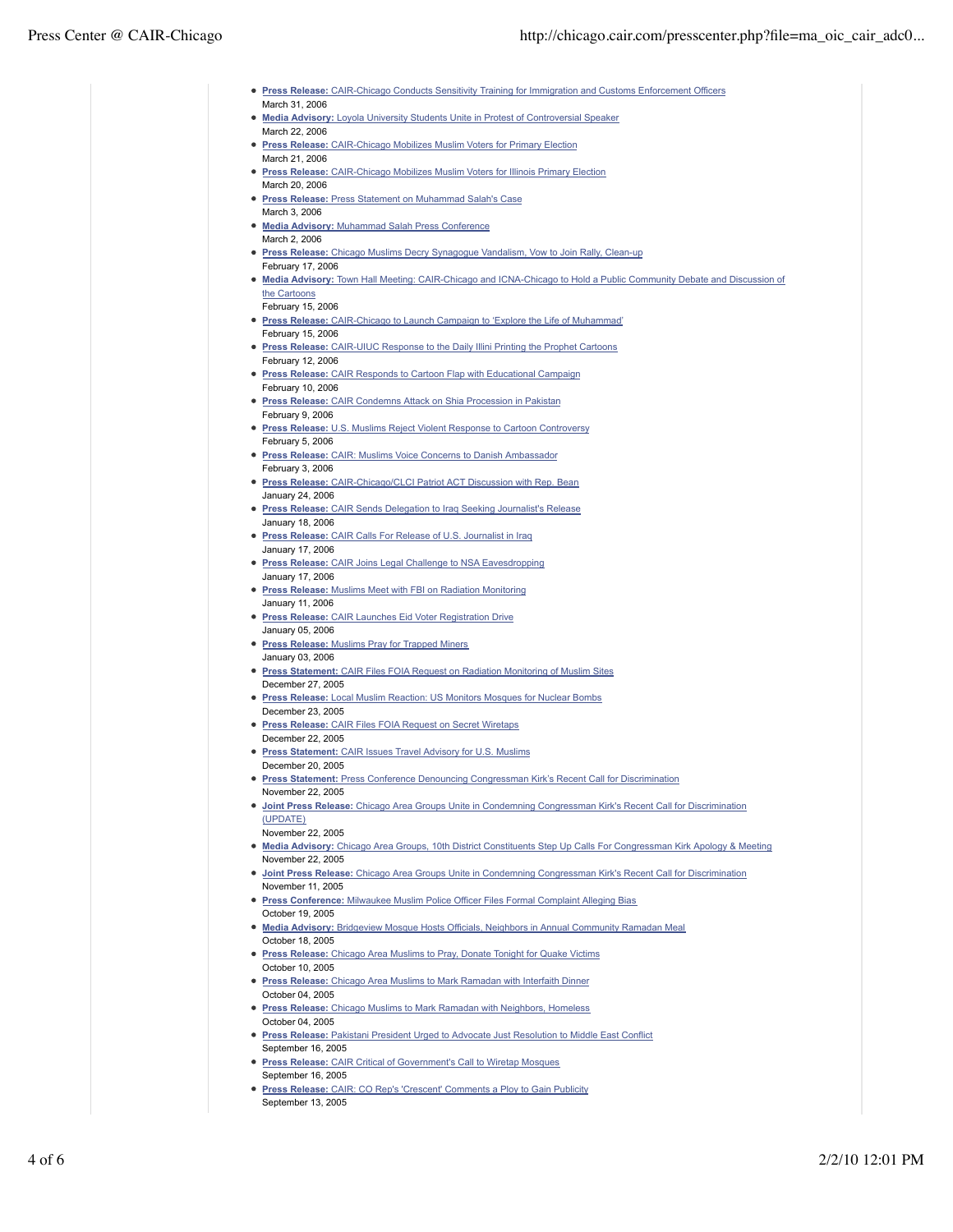- **Press Release:** CAIR-Chicago Conducts Sensitivity Training for Immigration and Customs Enforcement Officers
  March 31, 2006
- **Media Advisory:** Loyola University Students Unite in Protest of Controversial Speaker
  March 22, 2006
- **Press Release:** CAIR-Chicago Mobilizes Muslim Voters for Primary Election
  March 21, 2006
- **Press Release:** CAIR-Chicago Mobilizes Muslim Voters for Illinois Primary Election
  March 20, 2006
- **Press Release:** Press Statement on Muhammad Salah's Case
  March 3, 2006
- **Media Advisory:** Muhammad Salah Press Conference
  March 2, 2006
- **Press Release:** Chicago Muslims Decry Synagogue Vandalism, Vow to Join Rally, Clean-up
  February 17, 2006
- **Media Advisory:** Town Hall Meeting: CAIR-Chicago and ICNA-Chicago to Hold a Public Community Debate and Discussion of the Cartoons
  February 15, 2006
- **Press Release:** CAIR-Chicago to Launch Campaign to 'Explore the Life of Muhammad'
  February 15, 2006
- **Press Release:** CAIR-UIUC Response to the Daily Illini Printing the Prophet Cartoons
  February 12, 2006
- **Press Release:** CAIR Responds to Cartoon Flap with Educational Campaign
  February 10, 2006
- **Press Release:** CAIR Condemns Attack on Shia Procession in Pakistan
  February 9, 2006
- **Press Release:** U.S. Muslims Reject Violent Response to Cartoon Controversy
  February 5, 2006
- **Press Release:** CAIR: Muslims Voice Concerns to Danish Ambassador
  February 3, 2006
- **Press Release:** CAIR-Chicago/CLCI Patriot ACT Discussion with Rep. Bean
  January 24, 2006
- **Press Release:** CAIR Sends Delegation to Iraq Seeking Journalist's Release
  January 18, 2006
- **Press Release:** CAIR Calls For Release of U.S. Journalist in Iraq
  January 17, 2006
- **Press Release:** CAIR Joins Legal Challenge to NSA Eavesdropping
  January 17, 2006
- **Press Release:** Muslims Meet with FBI on Radiation Monitoring
  January 11, 2006
- **Press Release:** CAIR Launches Eid Voter Registration Drive
  January 05, 2006
- **Press Release:** Muslims Pray for Trapped Miners
  January 03, 2006
- **Press Statement:** CAIR Files FOIA Request on Radiation Monitoring of Muslim Sites
  December 27, 2005
- **Press Release:** Local Muslim Reaction: US Monitors Mosques for Nuclear Bombs
  December 23, 2005
- **Press Release:** CAIR Files FOIA Request on Secret Wiretaps
  December 22, 2005
- **Press Statement:** CAIR Issues Travel Advisory for U.S. Muslims
  December 20, 2005
- **Press Statement:** Press Conference Denouncing Congressman Kirk's Recent Call for Discrimination
  November 22, 2005
- **Joint Press Release:** Chicago Area Groups Unite in Condemning Congressman Kirk's Recent Call for Discrimination (UPDATE)
  November 22, 2005
- **Media Advisory:** Chicago Area Groups, 10th District Constituents Step Up Calls For Congressman Kirk Apology & Meeting
  November 22, 2005
- **Joint Press Release:** Chicago Area Groups Unite in Condemning Congressman Kirk's Recent Call for Discrimination
  November 11, 2005
- **Press Conference:** Milwaukee Muslim Police Officer Files Formal Complaint Alleging Bias
  October 19, 2005
- **Media Advisory:** Bridgeview Mosque Hosts Officials, Neighbors in Annual Community Ramadan Meal
  October 18, 2005
- **Press Release:** Chicago Area Muslims to Pray, Donate Tonight for Quake Victims
  October 10, 2005
- **Press Release:** Chicago Area Muslims to Mark Ramadan with Interfaith Dinner
  October 04, 2005
- **Press Release:** Chicago Muslims to Mark Ramadan with Neighbors, Homeless
  October 04, 2005
- **Press Release:** Pakistani President Urged to Advocate Just Resolution to Middle East Conflict
  September 16, 2005
- **Press Release:** CAIR Critical of Government's Call to Wiretap Mosques
  September 16, 2005
- **Press Release:** CAIR: CO Rep's 'Crescent' Comments a Ploy to Gain Publicity
  September 13, 2005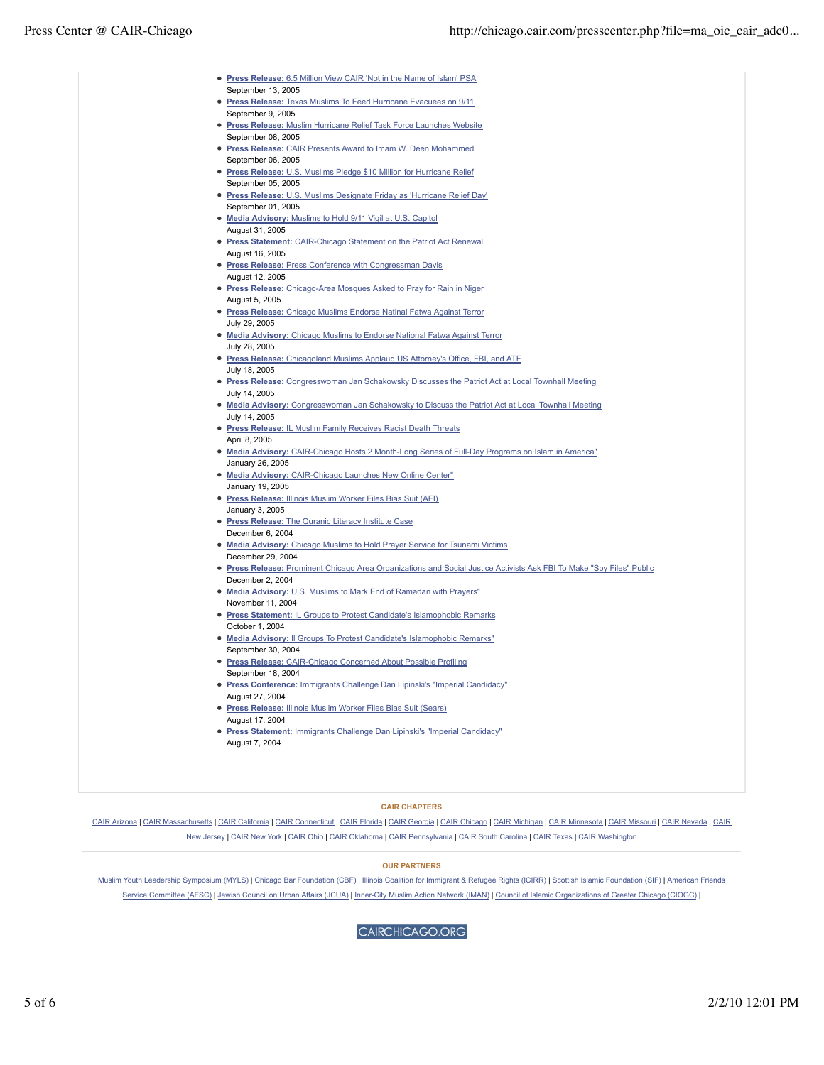- **Press Release:** 6.5 Million View CAIR 'Not in the Name of Islam' PSA
  September 13, 2005
- **Press Release:** Texas Muslims To Feed Hurricane Evacuees on 9/11
  September 9, 2005
- **Press Release:** Muslim Hurricane Relief Task Force Launches Website
  September 08, 2005
- **Press Release:** CAIR Presents Award to Imam W. Deen Mohammed
  September 06, 2005
- **Press Release:** U.S. Muslims Pledge $10 Million for Hurricane Relief
  September 05, 2005
- **Press Release:** U.S. Muslims Designate Friday as 'Hurricane Relief Day'
  September 01, 2005
- **Media Advisory:** Muslims to Hold 9/11 Vigil at U.S. Capitol
  August 31, 2005
- **Press Statement:** CAIR-Chicago Statement on the Patriot Act Renewal
  August 16, 2005
- **Press Release:** Press Conference with Congressman Davis
  August 12, 2005
- **Press Release:** Chicago-Area Mosques Asked to Pray for Rain in Niger
  August 5, 2005
- **Press Release:** Chicago Muslims Endorse Natinal Fatwa Against Terror
  July 29, 2005
- **Media Advisory:** Chicago Muslims to Endorse National Fatwa Against Terror
  July 28, 2005
- **Press Release:** Chicagoland Muslims Applaud US Attorney's Office, FBI, and ATF
  July 18, 2005
- **Press Release:** Congresswoman Jan Schakowsky Discusses the Patriot Act at Local Townhall Meeting
  July 14, 2005
- **Media Advisory:** Congresswoman Jan Schakowsky to Discuss the Patriot Act at Local Townhall Meeting
  July 14, 2005
- **Press Release:** IL Muslim Family Receives Racist Death Threats
  April 8, 2005
- **Media Advisory:** CAIR-Chicago Hosts 2 Month-Long Series of Full-Day Programs on Islam in America"
  January 26, 2005
- **Media Advisory:** CAIR-Chicago Launches New Online Center"
  January 19, 2005
- **Press Release:** Illinois Muslim Worker Files Bias Suit (AFI)
  January 3, 2005
- **Press Release:** The Quranic Literacy Institute Case
  December 6, 2004
- **Media Advisory:** Chicago Muslims to Hold Prayer Service for Tsunami Victims
  December 29, 2004
- **Press Release:** Prominent Chicago Area Organizations and Social Justice Activists Ask FBI To Make "Spy Files" Public
  December 2, 2004
- **Media Advisory:** U.S. Muslims to Mark End of Ramadan with Prayers"
  November 11, 2004
- **Press Statement:** IL Groups to Protest Candidate's Islamophobic Remarks
  October 1, 2004
- **Media Advisory:** Il Groups To Protest Candidate's Islamophobic Remarks"
  September 30, 2004
- **Press Release:** CAIR-Chicago Concerned About Possible Profiling
  September 18, 2004
- **Press Conference:** Immigrants Challenge Dan Lipinski's "Imperial Candidacy"
  August 27, 2004
- **Press Release:** Illinois Muslim Worker Files Bias Suit (Sears)
  August 17, 2004
- **Press Statement:** Immigrants Challenge Dan Lipinski's "Imperial Candidacy"
  August 7, 2004

**CAIR CHAPTERS**

CAIR Arizona | CAIR Massachusetts | CAIR California | CAIR Connecticut | CAIR Florida | CAIR Georgia | CAIR Chicago | CAIR Michigan | CAIR Minnesota | CAIR Missouri | CAIR Nevada | CAIR New Jersey | CAIR New York | CAIR Ohio | CAIR Oklahoma | CAIR Pennsylvania | CAIR South Carolina | CAIR Texas | CAIR Washington

**OUR PARTNERS**

Muslim Youth Leadership Symposium (MYLS) | Chicago Bar Foundation (CBF) | Illinois Coalition for Immigrant & Refugee Rights (ICIRR) | Scottish Islamic Foundation (SIF) | American Friends Service Committee (AFSC) | Jewish Council on Urban Affairs (JCUA) | Inner-City Muslim Action Network (IMAN) | Council of Islamic Organizations of Greater Chicago (CIOGC) |

CAIRCHICAGO.ORG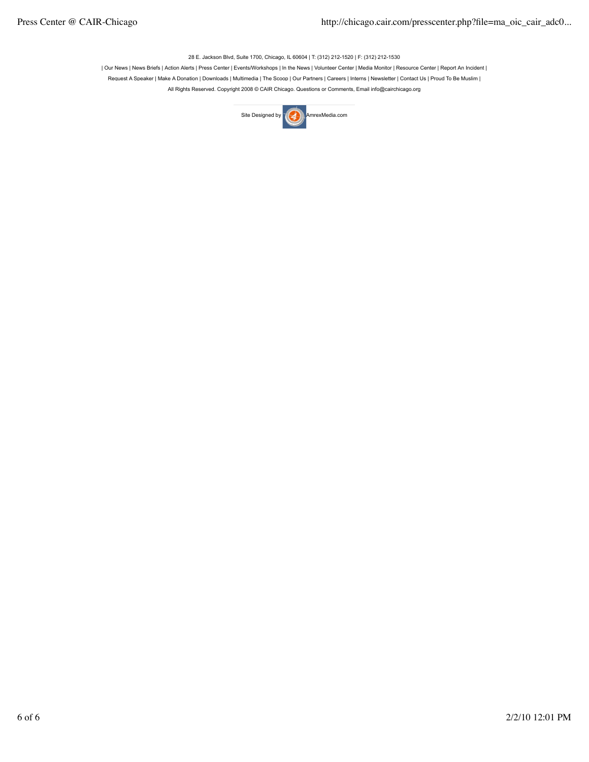28 E. Jackson Blvd, Suite 1700, Chicago, IL 60604 | T: (312) 212-1520 | F: (312) 212-1530

| Our News | News Briefs | Action Alerts | Press Center | Events/Workshops | In the News | Volunteer Center | Media Monitor | Resource Center | Report An Incident |

Request A Speaker | Make A Donation | Downloads | Multimedia | The Scoop | Our Partners | Careers | Interns | Newsletter | Contact Us | Proud To Be Muslim |

All Rights Reserved. Copyright 2008 © CAIR Chicago. Questions or Comments, Email info@cairchicago.org

Site Designed by AmrexMedia.com